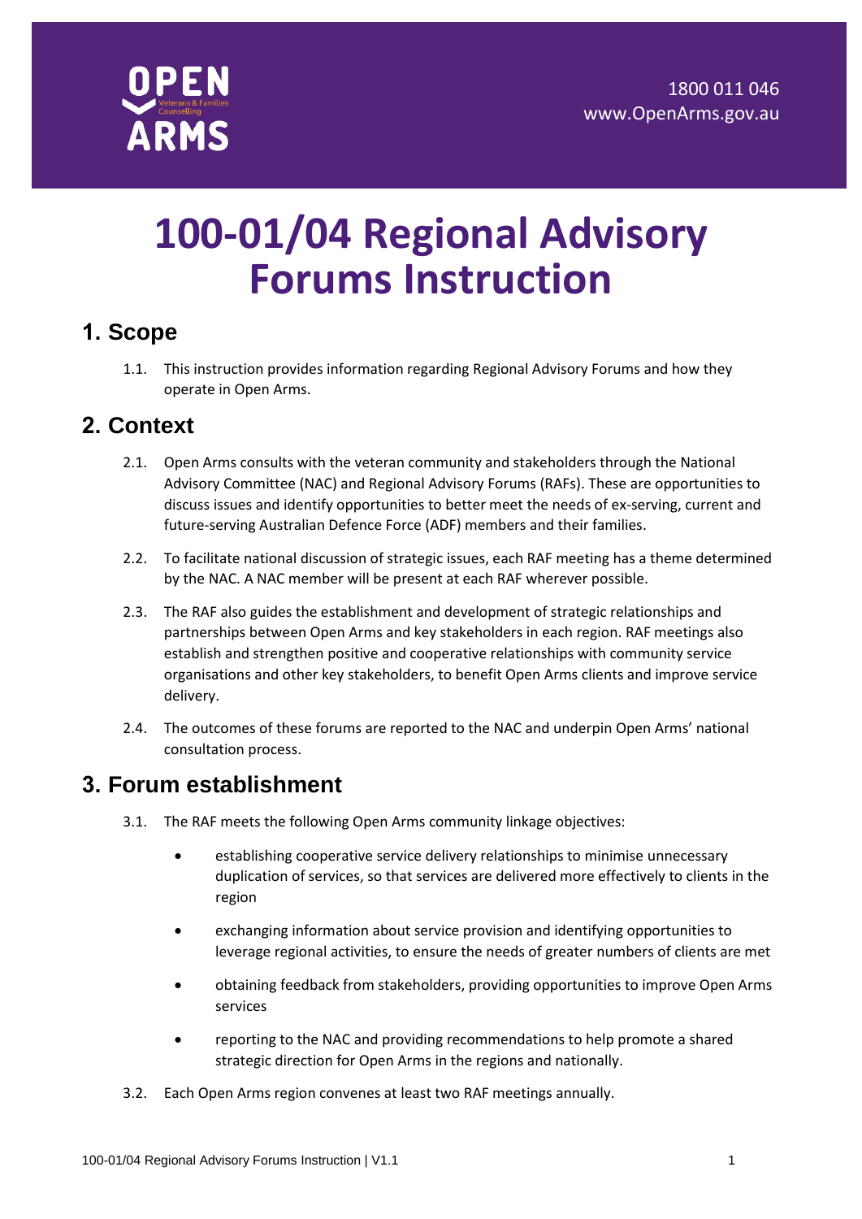# 100-01/04 Regional Advisory Forums Instruction

## 1. Scope

1.1. This instruction provides information regarding Regional Advisory Forums and how they operate in Open Arms.

## 2. Context

2.1. Open Arms consults with the veteran community and stakeholders through the National Advisory Committee (NAC) and Regional Advisory Forums (RAFs). These are opportunities to discuss issues and identify opportunities to better meet the needs of ex-serving, current and future-serving Australian Defence Force (ADF) members and their families.

2.2. To facilitate national discussion of strategic issues, each RAF meeting has a theme determined by the NAC. A NAC member will be present at each RAF wherever possible.

2.3. The RAF also guides the establishment and development of strategic relationships and partnerships between Open Arms and key stakeholders in each region. RAF meetings also establish and strengthen positive and cooperative relationships with community service organisations and other key stakeholders, to benefit Open Arms clients and improve service delivery.

2.4. The outcomes of these forums are reported to the NAC and underpin Open Arms' national consultation process.

## 3. Forum establishment

3.1. The RAF meets the following Open Arms community linkage objectives:

- establishing cooperative service delivery relationships to minimise unnecessary duplication of services, so that services are delivered more effectively to clients in the region
- exchanging information about service provision and identifying opportunities to leverage regional activities, to ensure the needs of greater numbers of clients are met
- obtaining feedback from stakeholders, providing opportunities to improve Open Arms services
- reporting to the NAC and providing recommendations to help promote a shared strategic direction for Open Arms in the regions and nationally.

3.2. Each Open Arms region convenes at least two RAF meetings annually.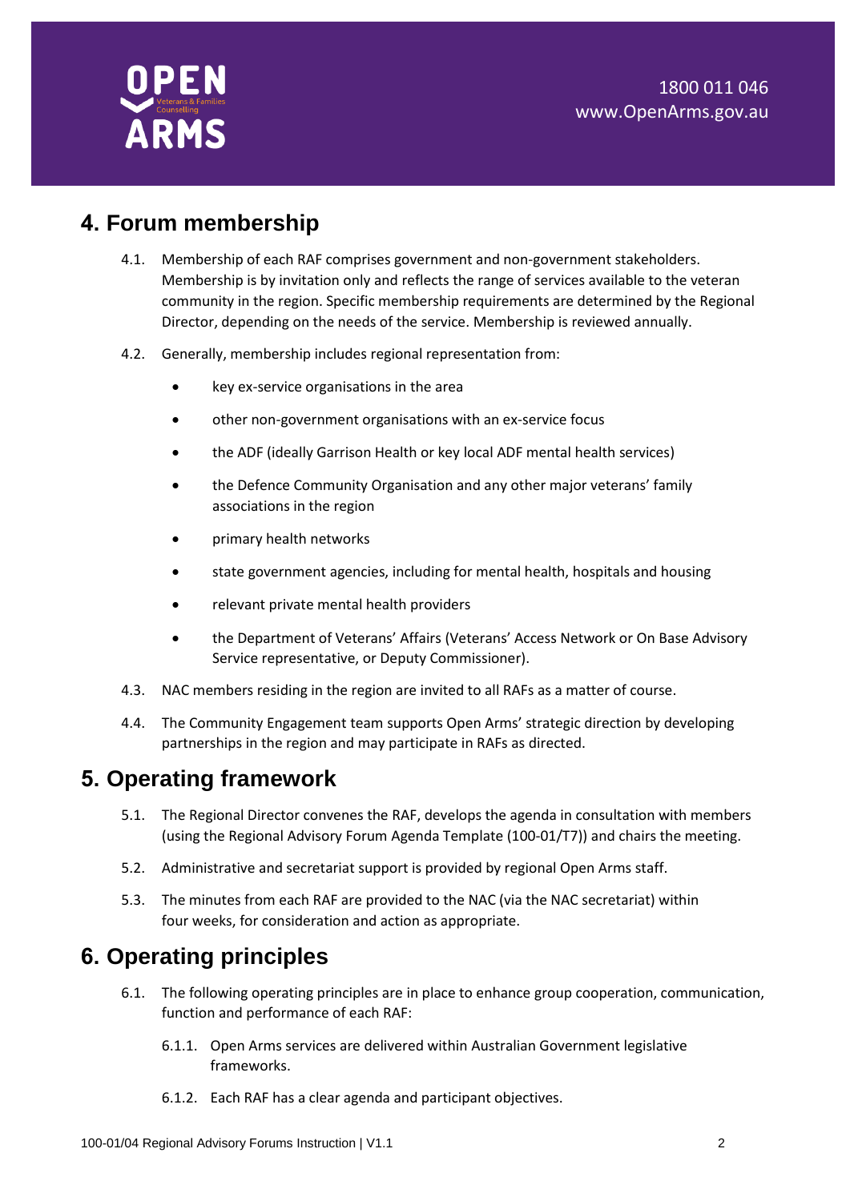## 4. Forum membership

4.1. Membership of each RAF comprises government and non-government stakeholders. Membership is by invitation only and reflects the range of services available to the veteran community in the region. Specific membership requirements are determined by the Regional Director, depending on the needs of the service. Membership is reviewed annually.

4.2. Generally, membership includes regional representation from:

- key ex-service organisations in the area
- other non-government organisations with an ex-service focus
- the ADF (ideally Garrison Health or key local ADF mental health services)
- the Defence Community Organisation and any other major veterans' family associations in the region
- primary health networks
- state government agencies, including for mental health, hospitals and housing
- relevant private mental health providers
- the Department of Veterans' Affairs (Veterans' Access Network or On Base Advisory Service representative, or Deputy Commissioner).

4.3. NAC members residing in the region are invited to all RAFs as a matter of course.

4.4. The Community Engagement team supports Open Arms' strategic direction by developing partnerships in the region and may participate in RAFs as directed.

## 5. Operating framework

5.1. The Regional Director convenes the RAF, develops the agenda in consultation with members (using the Regional Advisory Forum Agenda Template (100-01/T7)) and chairs the meeting.

5.2. Administrative and secretariat support is provided by regional Open Arms staff.

5.3. The minutes from each RAF are provided to the NAC (via the NAC secretariat) within four weeks, for consideration and action as appropriate.

## 6. Operating principles

6.1. The following operating principles are in place to enhance group cooperation, communication, function and performance of each RAF:

6.1.1. Open Arms services are delivered within Australian Government legislative frameworks.

6.1.2. Each RAF has a clear agenda and participant objectives.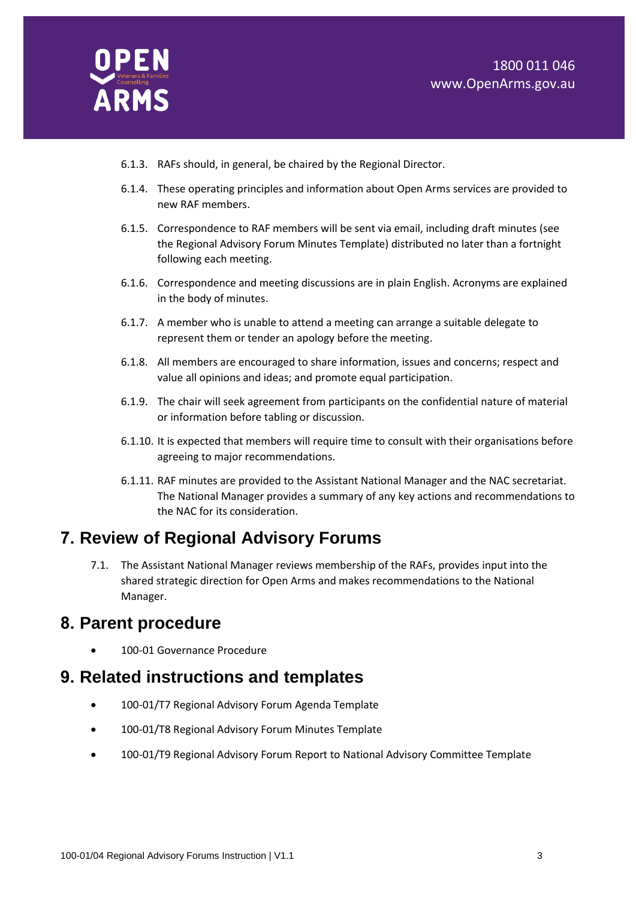6.1.3. RAFs should, in general, be chaired by the Regional Director.

6.1.4. These operating principles and information about Open Arms services are provided to new RAF members.

6.1.5. Correspondence to RAF members will be sent via email, including draft minutes (see the Regional Advisory Forum Minutes Template) distributed no later than a fortnight following each meeting.

6.1.6. Correspondence and meeting discussions are in plain English. Acronyms are explained in the body of minutes.

6.1.7. A member who is unable to attend a meeting can arrange a suitable delegate to represent them or tender an apology before the meeting.

6.1.8. All members are encouraged to share information, issues and concerns; respect and value all opinions and ideas; and promote equal participation.

6.1.9. The chair will seek agreement from participants on the confidential nature of material or information before tabling or discussion.

6.1.10. It is expected that members will require time to consult with their organisations before agreeing to major recommendations.

6.1.11. RAF minutes are provided to the Assistant National Manager and the NAC secretariat. The National Manager provides a summary of any key actions and recommendations to the NAC for its consideration.

# 7. Review of Regional Advisory Forums

7.1. The Assistant National Manager reviews membership of the RAFs, provides input into the shared strategic direction for Open Arms and makes recommendations to the National Manager.

# 8. Parent procedure

- 100-01 Governance Procedure

# 9. Related instructions and templates

- 100-01/T7 Regional Advisory Forum Agenda Template
- 100-01/T8 Regional Advisory Forum Minutes Template
- 100-01/T9 Regional Advisory Forum Report to National Advisory Committee Template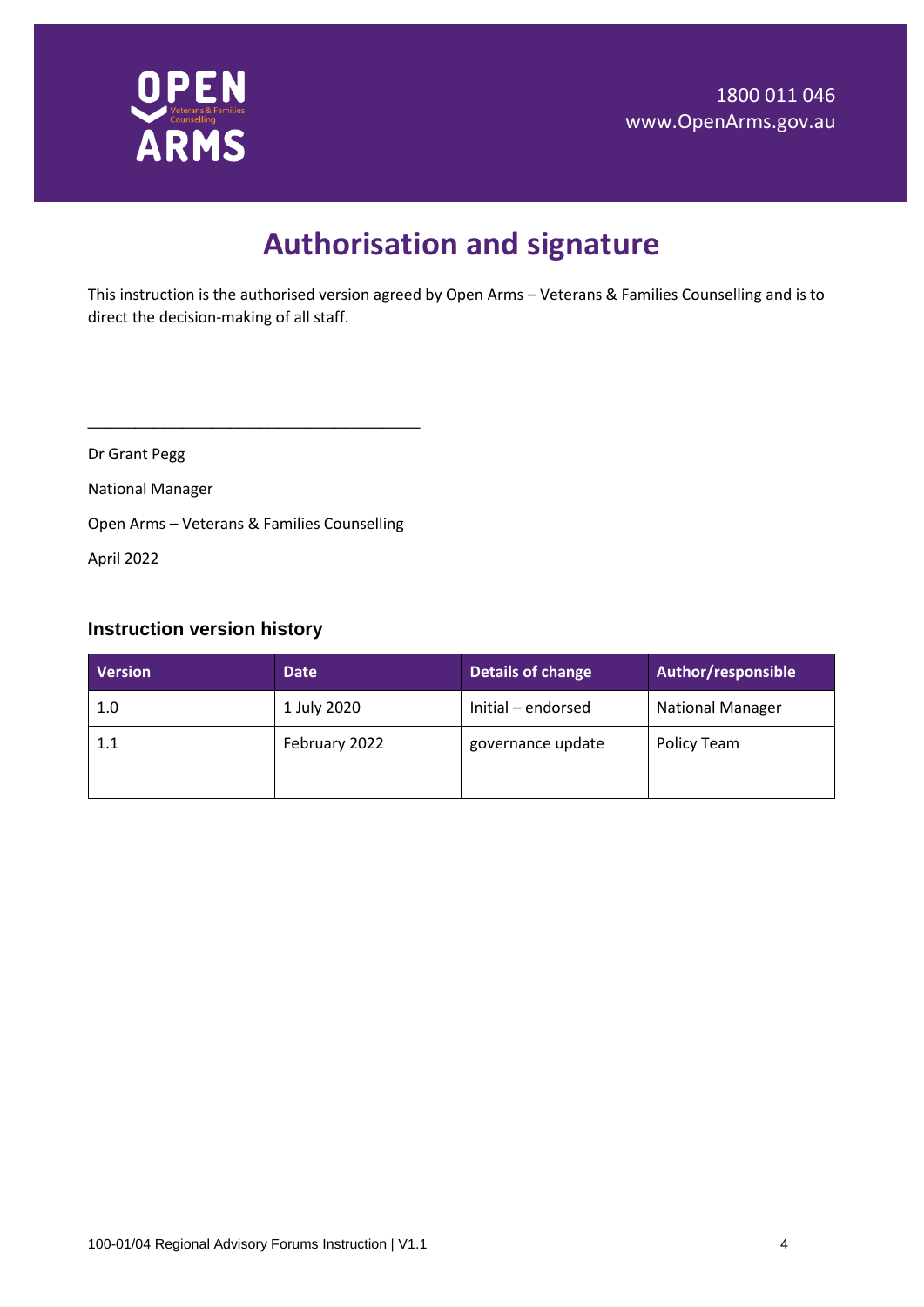# Authorisation and signature

This instruction is the authorised version agreed by Open Arms – Veterans & Families Counselling and is to direct the decision-making of all staff.

\_\_\_\_\_\_\_\_\_\_\_\_\_\_\_\_\_\_\_\_\_\_\_\_\_\_\_\_\_\_\_\_\_\_\_\_\_\_\_\_

Dr Grant Pegg

National Manager

Open Arms – Veterans & Families Counselling

April 2022

## Instruction version history

| Version | Date | Details of change | Author/responsible |
|---|---|---|---|
| 1.0 | 1 July 2020 | Initial – endorsed | National Manager |
| 1.1 | February 2022 | governance update | Policy Team |
| | | | |